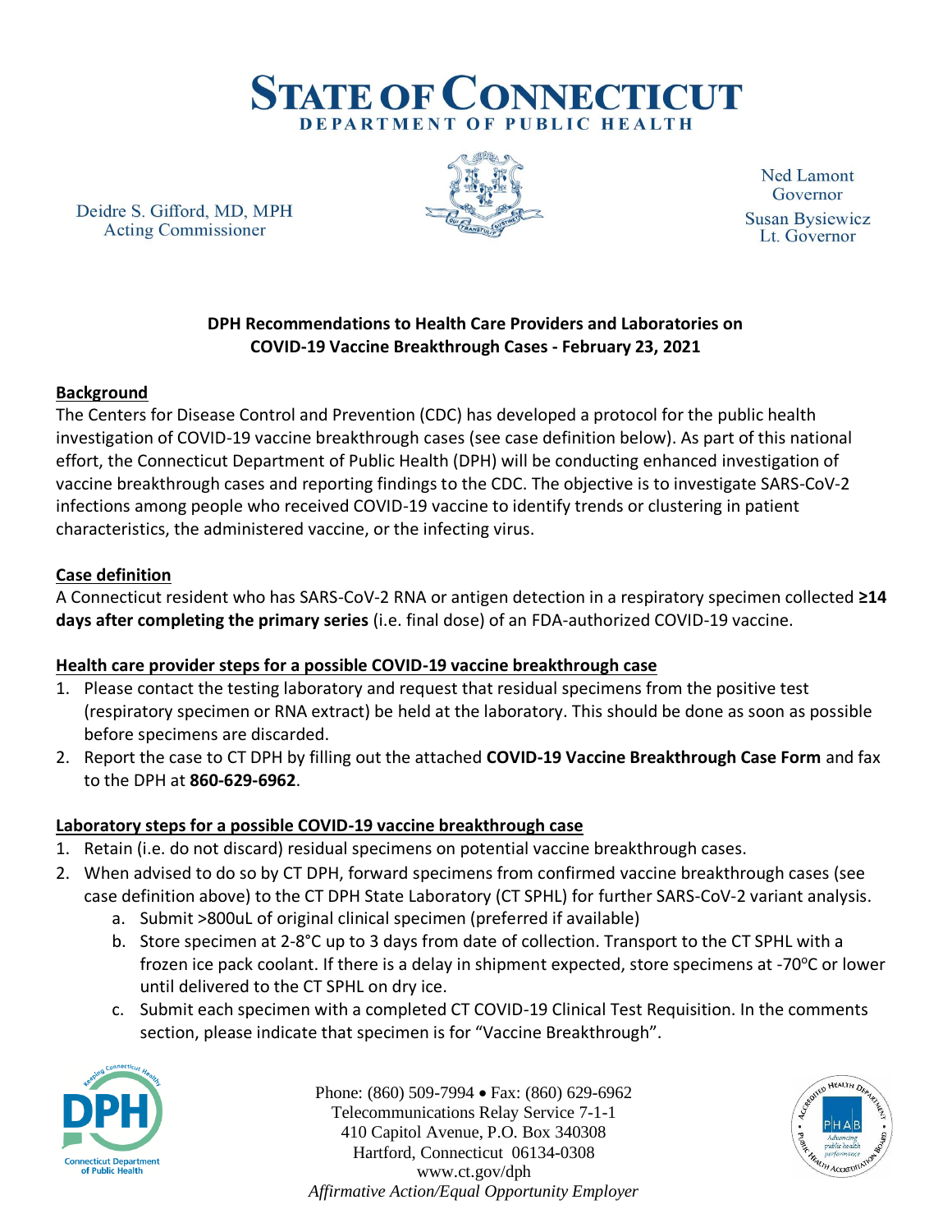# STATE OF CONNECTICUT
## DEPARTMENT OF PUBLIC HEALTH

Deidre S. Gifford, MD, MPH
Acting Commissioner

Ned Lamont
Governor
Susan Bysiewicz
Lt. Governor

**DPH Recommendations to Health Care Providers and Laboratories on COVID-19 Vaccine Breakthrough Cases - February 23, 2021**

### Background

The Centers for Disease Control and Prevention (CDC) has developed a protocol for the public health investigation of COVID-19 vaccine breakthrough cases (see case definition below). As part of this national effort, the Connecticut Department of Public Health (DPH) will be conducting enhanced investigation of vaccine breakthrough cases and reporting findings to the CDC. The objective is to investigate SARS-CoV-2 infections among people who received COVID-19 vaccine to identify trends or clustering in patient characteristics, the administered vaccine, or the infecting virus.

### Case definition

A Connecticut resident who has SARS-CoV-2 RNA or antigen detection in a respiratory specimen collected **≥14 days after completing the primary series** (i.e. final dose) of an FDA-authorized COVID-19 vaccine.

### Health care provider steps for a possible COVID-19 vaccine breakthrough case

1. Please contact the testing laboratory and request that residual specimens from the positive test (respiratory specimen or RNA extract) be held at the laboratory. This should be done as soon as possible before specimens are discarded.
2. Report the case to CT DPH by filling out the attached **COVID-19 Vaccine Breakthrough Case Form** and fax to the DPH at **860-629-6962**.

### Laboratory steps for a possible COVID-19 vaccine breakthrough case

1. Retain (i.e. do not discard) residual specimens on potential vaccine breakthrough cases.
2. When advised to do so by CT DPH, forward specimens from confirmed vaccine breakthrough cases (see case definition above) to the CT DPH State Laboratory (CT SPHL) for further SARS-CoV-2 variant analysis.
   a. Submit >800uL of original clinical specimen (preferred if available)
   b. Store specimen at 2-8°C up to 3 days from date of collection. Transport to the CT SPHL with a frozen ice pack coolant. If there is a delay in shipment expected, store specimens at -70°C or lower until delivered to the CT SPHL on dry ice.
   c. Submit each specimen with a completed CT COVID-19 Clinical Test Requisition. In the comments section, please indicate that specimen is for "Vaccine Breakthrough".

Phone: (860) 509-7994 • Fax: (860) 629-6962
Telecommunications Relay Service 7-1-1
410 Capitol Avenue, P.O. Box 340308
Hartford, Connecticut 06134-0308
www.ct.gov/dph
*Affirmative Action/Equal Opportunity Employer*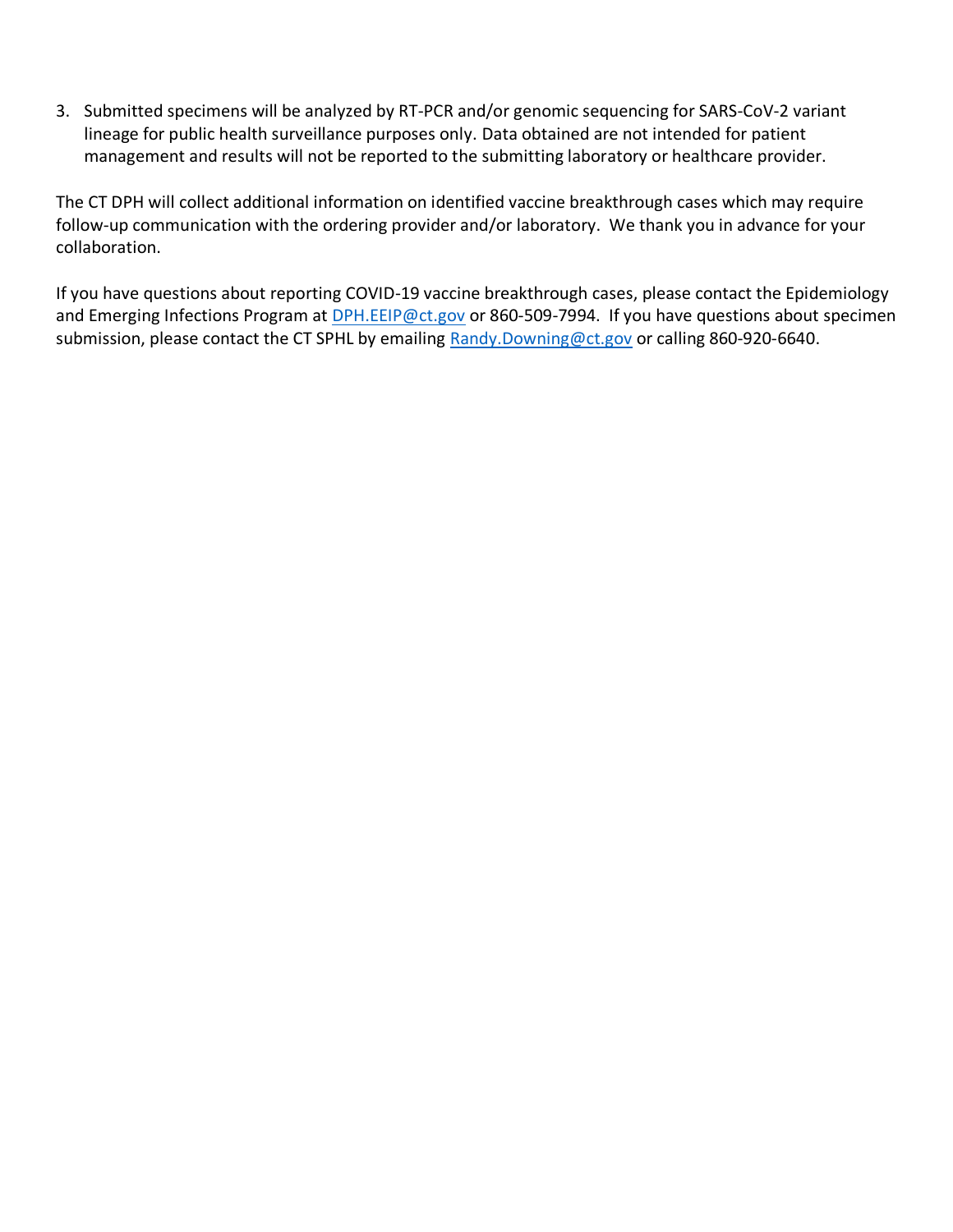3. Submitted specimens will be analyzed by RT-PCR and/or genomic sequencing for SARS-CoV-2 variant lineage for public health surveillance purposes only. Data obtained are not intended for patient management and results will not be reported to the submitting laboratory or healthcare provider.

The CT DPH will collect additional information on identified vaccine breakthrough cases which may require follow-up communication with the ordering provider and/or laboratory. We thank you in advance for your collaboration.

If you have questions about reporting COVID-19 vaccine breakthrough cases, please contact the Epidemiology and Emerging Infections Program at DPH.EEIP@ct.gov or 860-509-7994. If you have questions about specimen submission, please contact the CT SPHL by emailing Randy.Downing@ct.gov or calling 860-920-6640.